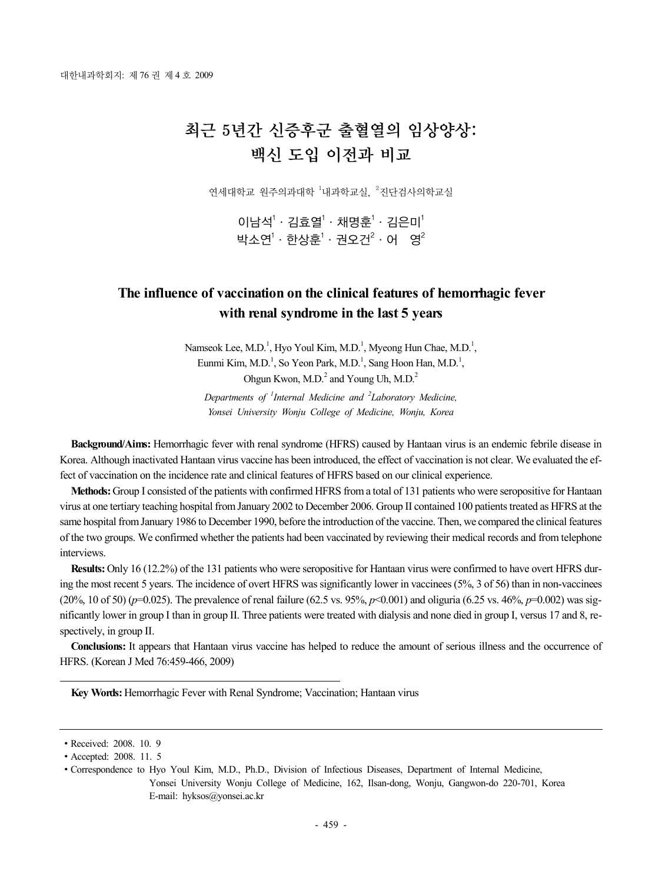# 최근 5년간 신증후군 출혈열의 임상양상: 백신 도입 이전과 비교

연세대학교 원주의과대학 [1]내과학교실, [2]진단검사의학교실

이남석[1] · 김효열[1] · 채명훈[1] · 김은미[1]
박소연[1] · 한상훈[1] · 권오건[2] · 어 영[2]

## The influence of vaccination on the clinical features of hemorrhagic fever with renal syndrome in the last 5 years

Namseok Lee, M.D.[1], Hyo Youl Kim, M.D.[1], Myeong Hun Chae, M.D.[1], Eunmi Kim, M.D.[1], So Yeon Park, M.D.[1], Sang Hoon Han, M.D.[1], Ohgun Kwon, M.D.[2] and Young Uh, M.D.[2]

*Departments of [1]Internal Medicine and [2]Laboratory Medicine, Yonsei University Wonju College of Medicine, Wonju, Korea*

**Background/Aims:** Hemorrhagic fever with renal syndrome (HFRS) caused by Hantaan virus is an endemic febrile disease in Korea. Although inactivated Hantaan virus vaccine has been introduced, the effect of vaccination is not clear. We evaluated the effect of vaccination on the incidence rate and clinical features of HFRS based on our clinical experience.

**Methods:** Group I consisted of the patients with confirmed HFRS from a total of 131 patients who were seropositive for Hantaan virus at one tertiary teaching hospital from January 2002 to December 2006. Group II contained 100 patients treated as HFRS at the same hospital from January 1986 to December 1990, before the introduction of the vaccine. Then, we compared the clinical features of the two groups. We confirmed whether the patients had been vaccinated by reviewing their medical records and from telephone interviews.

**Results:** Only 16 (12.2%) of the 131 patients who were seropositive for Hantaan virus were confirmed to have overt HFRS during the most recent 5 years. The incidence of overt HFRS was significantly lower in vaccinees (5%, 3 of 56) than in non-vaccinees (20%, 10 of 50) ($p$=0.025). The prevalence of renal failure (62.5 vs. 95%, $p$<0.001) and oliguria (6.25 vs. 46%, $p$=0.002) was significantly lower in group I than in group II. Three patients were treated with dialysis and none died in group I, versus 17 and 8, respectively, in group II.

**Conclusions:** It appears that Hantaan virus vaccine has helped to reduce the amount of serious illness and the occurrence of HFRS. (Korean J Med 76:459-466, 2009)

**Key Words:** Hemorrhagic Fever with Renal Syndrome; Vaccination; Hantaan virus

---

- Received: 2008. 10. 9
- Accepted: 2008. 11. 5
- Correspondence to Hyo Youl Kim, M.D., Ph.D., Division of Infectious Diseases, Department of Internal Medicine, Yonsei University Wonju College of Medicine, 162, Ilsan-dong, Wonju, Gangwon-do 220-701, Korea
  E-mail: hyksos@yonsei.ac.kr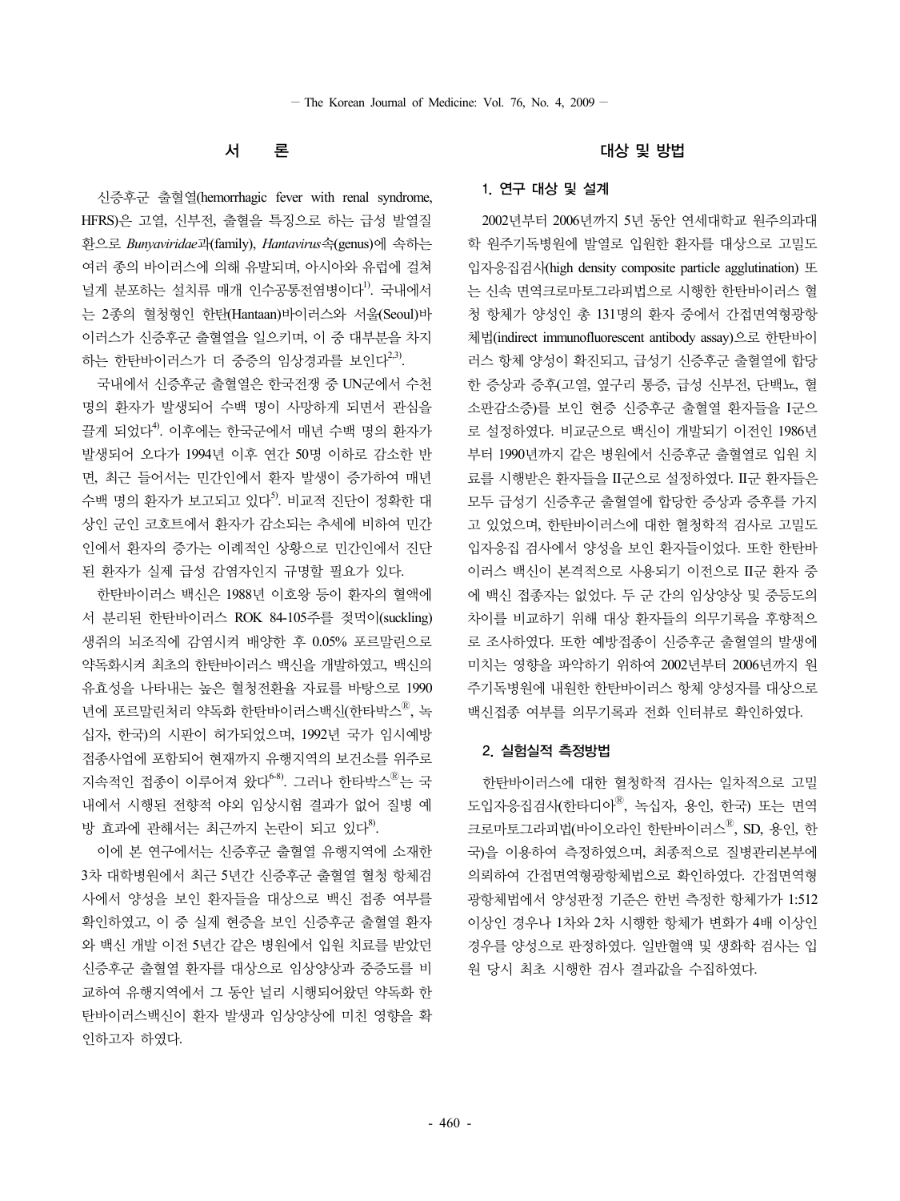## 서 론

신증후군 출혈열(hemorrhagic fever with renal syndrome, HFRS)은 고열, 신부전, 출혈을 특징으로 하는 급성 발열질환으로 *Bunyaviridae*과(family), *Hantavirus*속(genus)에 속하는 여러 종의 바이러스에 의해 유발되며, 아시아와 유럽에 걸쳐 널게 분포하는 설치류 매개 인수공통전염병이다[1]. 국내에서는 2종의 혈청형인 한탄(Hantaan)바이러스와 서울(Seoul)바이러스가 신증후군 출혈열을 일으키며, 이 중 대부분을 차지하는 한탄바이러스가 더 중증의 임상경과를 보인다[2,3].

국내에서 신증후군 출혈열은 한국전쟁 중 UN군에서 수천 명의 환자가 발생되어 수백 명이 사망하게 되면서 관심을 끌게 되었다[4]. 이후에는 한국군에서 매년 수백 명의 환자가 발생되어 오다가 1994년 이후 연간 50명 이하로 감소한 반면, 최근 들어서는 민간인에서 환자 발생이 증가하여 매년 수백 명의 환자가 보고되고 있다[5]. 비교적 진단이 정확한 대상인 군인 코호트에서 환자가 감소되는 추세에 비하여 민간인에서 환자의 증가는 이례적인 상황으로 민간인에서 진단된 환자가 실제 급성 감염자인지 규명할 필요가 있다.

한탄바이러스 백신은 1988년 이호왕 등이 환자의 혈액에서 분리된 한탄바이러스 ROK 84-105주를 젖먹이(suckling) 생쥐의 뇌조직에 감염시켜 배양한 후 0.05% 포르말린으로 약독화시켜 최초의 한탄바이러스 백신을 개발하였고, 백신의 유효성을 나타내는 높은 혈청전환율 자료를 바탕으로 1990년에 포르말린처리 약독화 한탄바이러스백신(한타박스®, 녹십자, 한국)의 시판이 허가되었으며, 1992년 국가 임시예방접종사업에 포함되어 현재까지 유행지역의 보건소를 위주로 지속적인 접종이 이루어져 왔다[6-8]. 그러나 한타박스®는 국내에서 시행된 전향적 야외 임상시험 결과가 없어 질병 예방 효과에 관해서는 최근까지 논란이 되고 있다[8].

이에 본 연구에서는 신증후군 출혈열 유행지역에 소재한 3차 대학병원에서 최근 5년간 신증후군 출혈열 혈청 항체검사에서 양성을 보인 환자들을 대상으로 백신 접종 여부를 확인하였고, 이 중 실제 현증을 보인 신증후군 출혈열 환자와 백신 개발 이전 5년간 같은 병원에서 입원 치료를 받았던 신증후군 출혈열 환자를 대상으로 임상양상과 중증도를 비교하여 유행지역에서 그 동안 널리 시행되어왔던 약독화 한탄바이러스백신이 환자 발생과 임상양상에 미친 영향을 확인하고자 하였다.

## 대상 및 방법

### 1. 연구 대상 및 설계

2002년부터 2006년까지 5년 동안 연세대학교 원주의과대학 원주기독병원에 발열로 입원한 환자를 대상으로 고밀도 입자응집검사(high density composite particle agglutination) 또는 신속 면역크로마토그라피법으로 시행한 한탄바이러스 혈청 항체가 양성인 총 131명의 환자 중에서 간접면역형광항체법(indirect immunofluorescent antibody assay)으로 한탄바이러스 항체 양성이 확진되고, 급성기 신증후군 출혈열에 합당한 증상과 증후(고열, 옆구리 통증, 급성 신부전, 단백뇨, 혈소판감소증)를 보인 현증 신증후군 출혈열 환자들을 I군으로 설정하였다. 비교군으로 백신이 개발되기 이전인 1986년부터 1990년까지 같은 병원에서 신증후군 출혈열로 입원 치료를 시행받은 환자들을 II군으로 설정하였다. II군 환자들은 모두 급성기 신증후군 출혈열에 합당한 증상과 증후를 가지고 있었으며, 한탄바이러스에 대한 혈청학적 검사로 고밀도 입자응집 검사에서 양성을 보인 환자들이었다. 또한 한탄바이러스 백신이 본격적으로 사용되기 이전으로 II군 환자 중에 백신 접종자는 없었다. 두 군 간의 임상양상 및 중등도의 차이를 비교하기 위해 대상 환자들의 의무기록을 후향적으로 조사하였다. 또한 예방접종이 신증후군 출혈열의 발생에 미치는 영향을 파악하기 위하여 2002년부터 2006년까지 원주기독병원에 내원한 한탄바이러스 항체 양성자를 대상으로 백신접종 여부를 의무기록과 전화 인터뷰로 확인하였다.

### 2. 실험실적 측정방법

한탄바이러스에 대한 혈청학적 검사는 일차적으로 고밀도입자응집검사(한타디아®, 녹십자, 용인, 한국) 또는 면역크로마토그라피법(바이오라인 한탄바이러스®, SD, 용인, 한국)을 이용하여 측정하였으며, 최종적으로 질병관리본부에 의뢰하여 간접면역형광항체법으로 확인하였다. 간접면역형광항체법에서 양성판정 기준은 한번 측정한 항체가가 1:512 이상인 경우나 1차와 2차 시행한 항체가 변화가 4배 이상인 경우를 양성으로 판정하였다. 일반혈액 및 생화학 검사는 입원 당시 최초 시행한 검사 결과값을 수집하였다.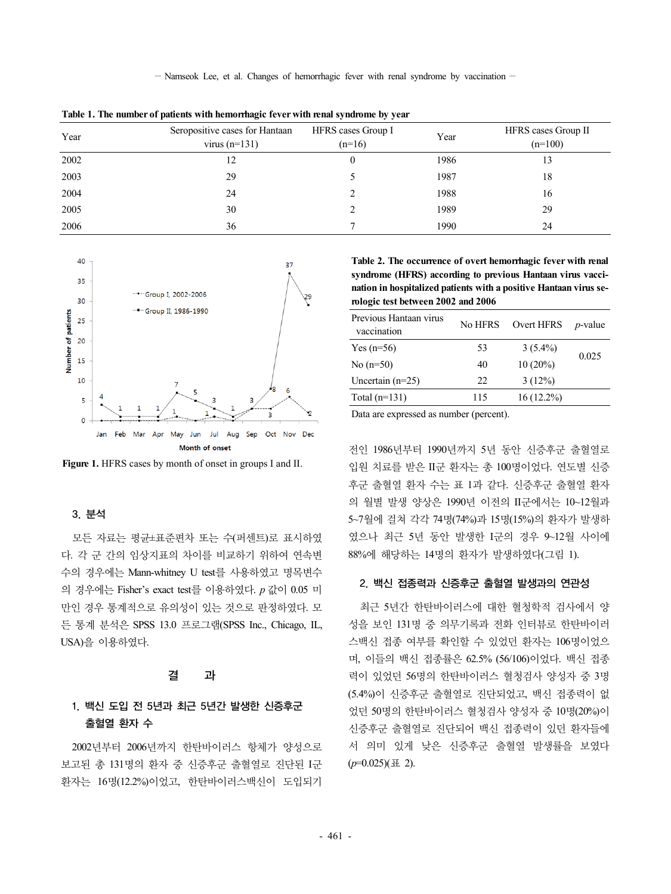**Table 1. The number of patients with hemorrhagic fever with renal syndrome by year**

| Year | Seropositive cases for Hantaan virus (n=131) | HFRS cases Group I (n=16) | Year | HFRS cases Group II (n=100) |
|---|---|---|---|---|
| 2002 | 12 | 0 | 1986 | 13 |
| 2003 | 29 | 5 | 1987 | 18 |
| 2004 | 24 | 2 | 1988 | 16 |
| 2005 | 30 | 2 | 1989 | 29 |
| 2006 | 36 | 7 | 1990 | 24 |

**Figure 1.** HFRS cases by month of onset in groups I and II.

### 3. 분석

모든 자료는 평균±표준편차 또는 수(퍼센트)로 표시하였다. 각 군 간의 임상지표의 차이를 비교하기 위하여 연속변수의 경우에는 Mann-whitney U test를 사용하였고 명목변수의 경우에는 Fisher's exact test를 이용하였다. *p* 값이 0.05 미만인 경우 통계적으로 유의성이 있는 것으로 판정하였다. 모든 통계 분석은 SPSS 13.0 프로그램(SPSS Inc., Chicago, IL, USA)을 이용하였다.

## 결 과

### 1. 백신 도입 전 5년과 최근 5년간 발생한 신증후군 출혈열 환자 수

2002년부터 2006년까지 한탄바이러스 항체가 양성으로 보고된 총 131명의 환자 중 신증후군 출혈열로 진단된 I군 환자는 16명(12.2%)이었고, 한탄바이러스백신이 도입되기 전인 1986년부터 1990년까지 5년 동안 신증후군 출혈열로 입원 치료를 받은 II군 환자는 총 100명이었다. 연도별 신증후군 출혈열 환자 수는 표 1과 같다. 신증후군 출혈열 환자의 월별 발생 양상은 1990년 이전의 II군에서는 10~12월과 5~7월에 걸쳐 각각 74명(74%)과 15명(15%)의 환자가 발생하였으나 최근 5년 동안 발생한 I군의 경우 9~12월 사이에 88%에 해당하는 14명의 환자가 발생하였다(그림 1).

**Table 2. The occurrence of overt hemorrhagic fever with renal syndrome (HFRS) according to previous Hantaan virus vaccination in hospitalized patients with a positive Hantaan virus serologic test between 2002 and 2006**

| Previous Hantaan virus vaccination | No HFRS | Overt HFRS | *p*-value |
|---|---|---|---|
| Yes (n=56) | 53 | 3 (5.4%) | 0.025 |
| No (n=50) | 40 | 10 (20%) | |
| Uncertain (n=25) | 22 | 3 (12%) | |
| Total (n=131) | 115 | 16 (12.2%) | |

Data are expressed as number (percent).

### 2. 백신 접종력과 신증후군 출혈열 발생과의 연관성

최근 5년간 한탄바이러스에 대한 혈청학적 검사에서 양성을 보인 131명 중 의무기록과 전화 인터뷰로 한탄바이러스백신 접종 여부를 확인할 수 있었던 환자는 106명이었으며, 이들의 백신 접종률은 62.5% (56/106)이었다. 백신 접종력이 있었던 56명의 한탄바이러스 혈청검사 양성자 중 3명(5.4%)이 신증후군 출혈열로 진단되었고, 백신 접종력이 없었던 50명의 한탄바이러스 혈청검사 양성자 중 10명(20%)이 신증후군 출혈열로 진단되어 백신 접종력이 있던 환자들에서 의미 있게 낮은 신증후군 출혈열 발생률을 보였다($p$=0.025)(표 2).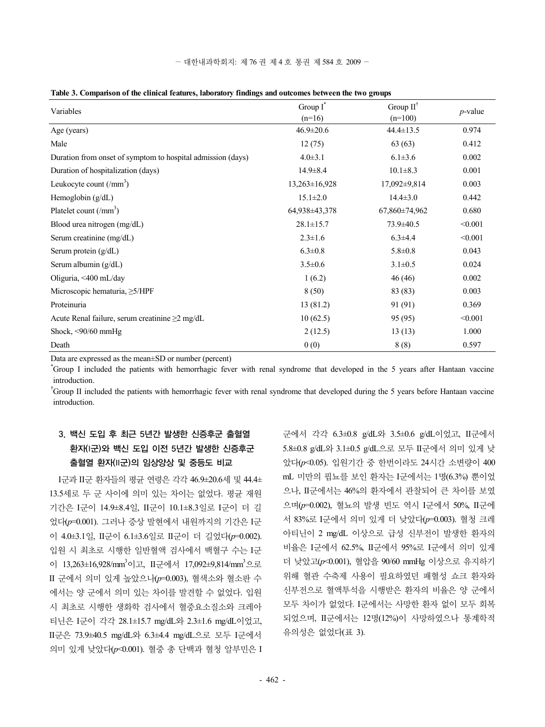**Table 3. Comparison of the clinical features, laboratory findings and outcomes between the two groups**

| Variables | Group I* (n=16) | Group II† (n=100) | *p*-value |
|---|---|---|---|
| Age (years) | 46.9±20.6 | 44.4±13.5 | 0.974 |
| Male | 12 (75) | 63 (63) | 0.412 |
| Duration from onset of symptom to hospital admission (days) | 4.0±3.1 | 6.1±3.6 | 0.002 |
| Duration of hospitalization (days) | 14.9±8.4 | 10.1±8.3 | 0.001 |
| Leukocyte count (/$mm^3$) | 13,263±16,928 | 17,092±9,814 | 0.003 |
| Hemoglobin (g/dL) | 15.1±2.0 | 14.4±3.0 | 0.442 |
| Platelet count (/$mm^3$) | 64,938±43,378 | 67,860±74,962 | 0.680 |
| Blood urea nitrogen (mg/dL) | 28.1±15.7 | 73.9±40.5 | <0.001 |
| Serum creatinine (mg/dL) | 2.3±1.6 | 6.3±4.4 | <0.001 |
| Serum protein (g/dL) | 6.3±0.8 | 5.8±0.8 | 0.043 |
| Serum albumin (g/dL) | 3.5±0.6 | 3.1±0.5 | 0.024 |
| Oliguria, <400 mL/day | 1 (6.2) | 46 (46) | 0.002 |
| Microscopic hematuria, ≥5/HPF | 8 (50) | 83 (83) | 0.003 |
| Proteinuria | 13 (81.2) | 91 (91) | 0.369 |
| Acute Renal failure, serum creatinine ≥2 mg/dL | 10 (62.5) | 95 (95) | <0.001 |
| Shock, <90/60 mmHg | 2 (12.5) | 13 (13) | 1.000 |
| Death | 0 (0) | 8 (8) | 0.597 |

Data are expressed as the mean±SD or number (percent)

*Group I included the patients with hemorrhagic fever with renal syndrome that developed in the 5 years after Hantaan vaccine introduction.

†Group II included the patients with hemorrhagic fever with renal syndrome that developed during the 5 years before Hantaan vaccine introduction.

### 3. 백신 도입 후 최근 5년간 발생한 신증후군 출혈열 환자(I군)와 백신 도입 이전 5년간 발생한 신증후군 출혈열 환자(II군)의 임상양상 및 중등도 비교

I군과 II군 환자들의 평균 연령은 각각 46.9±20.6세 및 44.4±13.5세로 두 군 사이에 의미 있는 차이는 없었다. 평균 재원기간은 I군이 14.9±8.4일, II군이 10.1±8.3일로 I군이 더 길었다($p$=0.001). 그러나 증상 발현에서 내원까지의 기간은 I군이 4.0±3.1일, II군이 6.1±3.6일로 II군이 더 길었다($p$=0.002). 입원 시 최초로 시행한 일반혈액 검사에서 백혈구 수는 I군이 13,263±16,928/$mm^3$이고, II군에서 17,092±9,814/$mm^3$으로 II 군에서 의미 있게 높았으나($p$=0.003), 혈색소와 혈소판 수에서는 양 군에서 의미 있는 차이를 발견할 수 없었다. 입원 시 최초로 시행한 생화학 검사에서 혈중요소질소와 크레아티닌은 I군이 각각 28.1±15.7 mg/dL와 2.3±1.6 mg/dL이었고, II군은 73.9±40.5 mg/dL와 6.3±4.4 mg/dL으로 모두 I군에서 의미 있게 낮았다($p$<0.001). 혈중 총 단백과 혈청 알부민은 I군에서 각각 6.3±0.8 g/dL와 3.5±0.6 g/dL이었고, II군에서 5.8±0.8 g/dL와 3.1±0.5 g/dL으로 모두 II군에서 의미 있게 낮았다($p$<0.05). 입원기간 중 한번이라도 24시간 소변량이 400 mL 미만의 핍뇨를 보인 환자는 I군에서는 1명(6.3%) 뿐이었으나, II군에서는 46%의 환자에서 관찰되어 큰 차이를 보였으며($p$=0.002), 혈뇨의 발생 빈도 역시 I군에서 50%, II군에서 83%로 I군에서 의미 있게 더 낮았다($p$=0.003). 혈청 크레아티닌이 2 mg/dL 이상으로 급성 신부전이 발생한 환자의 비율은 I군에서 62.5%, II군에서 95%로 I군에서 의미 있게 더 낮았고($p$<0.001), 혈압을 90/60 mmHg 이상으로 유지하기 위해 혈관 수축제 사용이 필요하였던 패혈성 쇼크 환자와 신부전으로 혈액투석을 시행받은 환자의 비율은 양 군에서 모두 차이가 없었다. I군에서는 사망한 환자 없이 모두 회복되었으며, II군에서는 12명(12%)이 사망하였으나 통계학적 유의성은 없었다(표 3).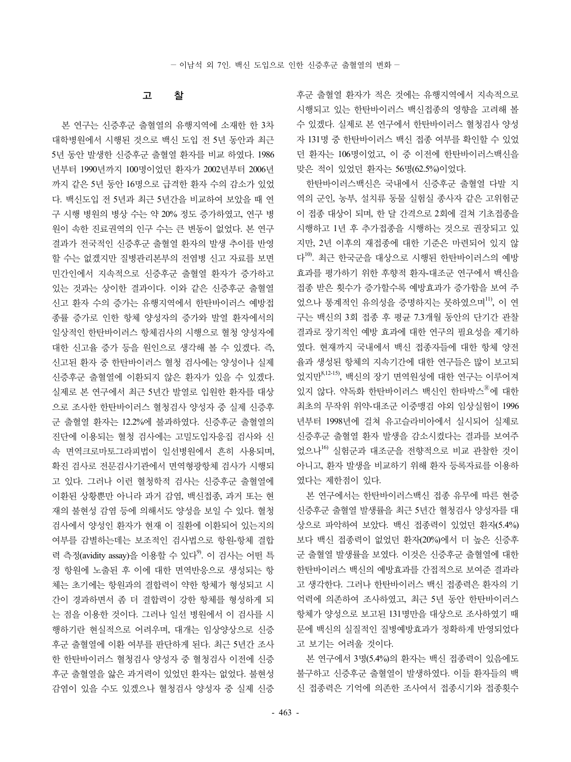## 고 찰

본 연구는 신증후군 출혈열의 유행지역에 소재한 한 3차 대학병원에서 시행된 것으로 백신 도입 전 5년 동안과 최근 5년 동안 발생한 신증후군 출혈열 환자를 비교 하였다. 1986년부터 1990년까지 100명이었던 환자가 2002년부터 2006년까지 같은 5년 동안 16명으로 급격한 환자 수의 감소가 있었다. 백신도입 전 5년과 최근 5년간을 비교하여 보았을 때 연구 시행 병원의 병상 수는 약 20% 정도 증가하였고, 연구 병원이 속한 진료권역의 인구 수는 큰 변동이 없었다. 본 연구 결과가 전국적인 신증후군 출혈열 환자의 발생 추이를 반영할 수는 없겠지만 질병관리본부의 전염병 신고 자료를 보면 민간인에서 지속적으로 신증후군 출혈열 환자가 증가하고 있는 것과는 상이한 결과이다. 이와 같은 신증후군 출혈열 신고 환자 수의 증가는 유행지역에서 한탄바이러스 예방접종률 증가로 인한 항체 양성자의 증가와 발열 환자에서의 일상적인 한탄바이러스 항체검사의 시행으로 혈청 양성자에 대한 신고율 증가 등을 원인으로 생각해 볼 수 있겠다. 즉, 신고된 환자 중 한탄바이러스 혈청 검사에는 양성이나 실제 신증후군 출혈열에 이환되지 않은 환자가 있을 수 있겠다. 실제로 본 연구에서 최근 5년간 발열로 입원한 환자를 대상으로 조사한 한탄바이러스 혈청검사 양성자 중 실제 신증후군 출혈열 환자는 12.2%에 불과하였다. 신증후군 출혈열의 진단에 이용되는 혈청 검사에는 고밀도입자응집 검사와 신속 면역크로마토그라피법이 일선병원에서 흔히 사용되며, 확진 검사로 전문검사기관에서 면역형광항체 검사가 시행되고 있다. 그러나 이런 혈청학적 검사는 신증후군 출혈열에 이환된 상황뿐만 아니라 과거 감염, 백신접종, 과거 또는 현재의 불현성 감염 등에 의해서도 양성을 보일 수 있다. 혈청 검사에서 양성인 환자가 현재 이 질환에 이환되어 있는지의 여부를 감별하는데는 보조적인 검사법으로 항원-항체 결합력 측정(avidity assay)을 이용할 수 있다[9]. 이 검사는 어떤 특정 항원에 노출된 후 이에 대한 면역반응으로 생성되는 항체는 초기에는 항원과의 결합력이 약한 항체가 형성되고 시간이 경과하면서 좀 더 결합력이 강한 항체를 형성하게 되는 점을 이용한 것이다. 그러나 일선 병원에서 이 검사를 시행하기란 현실적으로 어려우며, 대개는 임상양상으로 신증후군 출혈열에 이환 여부를 판단하게 된다. 최근 5년간 조사한 한탄바이러스 혈청검사 양성자 중 혈청검사 이전에 신증후군 출혈열을 앓은 과거력이 있었던 환자는 없었다. 불현성 감염이 있을 수도 있겠으나 혈청검사 양성자 중 실제 신증후군 출혈열 환자가 적은 것에는 유행지역에서 지속적으로 시행되고 있는 한탄바이러스 백신접종의 영향을 고려해 볼 수 있겠다. 실제로 본 연구에서 한탄바이러스 혈청검사 양성자 131명 중 한탄바이러스 백신 접종 여부를 확인할 수 있었던 환자는 106명이었고, 이 중 이전에 한탄바이러스백신을 맞은 적이 있었던 환자는 56명(62.5%)이었다.

한탄바이러스백신은 국내에서 신증후군 출혈열 다발 지역의 군인, 농부, 설치류 동물 실험실 종사자 같은 고위험군이 접종 대상이 되며, 한 달 간격으로 2회에 걸쳐 기초접종을 시행하고 1년 후 추가접종을 시행하는 것으로 권장되고 있지만, 2년 이후의 재접종에 대한 기준은 마련되어 있지 않다[10]. 최근 한국군을 대상으로 시행된 한탄바이러스의 예방효과를 평가하기 위한 후향적 환자-대조군 연구에서 백신을 접종 받은 횟수가 증가할수록 예방효과가 증가함을 보여 주었으나 통계적인 유의성을 증명하지는 못하였으며[11], 이 연구는 백신의 3회 접종 후 평균 7.3개월 동안의 단기간 관찰 결과로 장기적인 예방 효과에 대한 연구의 필요성을 제기하였다. 현재까지 국내에서 백신 접종자들에 대한 항체 양전율과 생성된 항체의 지속기간에 대한 연구들은 많이 보고되었지만[8,12-15], 백신의 장기 면역원성에 대한 연구는 이루어져 있지 않다. 약독화 한탄바이러스 백신인 한타박스®에 대한 최초의 무작위 위약-대조군 이중맹검 야외 임상실험이 1996년부터 1998년에 걸쳐 유고슬라비아에서 실시되어 실제로 신증후군 출혈열 환자 발생을 감소시켰다는 결과를 보여주었으나[16] 실험군과 대조군을 전향적으로 비교 관찰한 것이 아니고, 환자 발생을 비교하기 위해 환자 등록자료를 이용하였다는 제한점이 있다.

본 연구에서는 한탄바이러스백신 접종 유무에 따른 현증 신증후군 출혈열 발생률을 최근 5년간 혈청검사 양성자를 대상으로 파악하여 보았다. 백신 접종력이 있었던 환자(5.4%)보다 백신 접종력이 없었던 환자(20%)에서 더 높은 신증후군 출혈열 발생률을 보였다. 이것은 신증후군 출혈열에 대한 한탄바이러스 백신의 예방효과를 간접적으로 보여준 결과라고 생각한다. 그러나 한탄바이러스 백신 접종력은 환자의 기억력에 의존하여 조사하였고, 최근 5년 동안 한탄바이러스 항체가 양성으로 보고된 131명만을 대상으로 조사하였기 때문에 백신의 실질적인 질병예방효과가 정확하게 반영되었다고 보기는 어려울 것이다.

본 연구에서 3명(5.4%)의 환자는 백신 접종력이 있음에도 불구하고 신증후군 출혈열이 발생하였다. 이들 환자들의 백신 접종력은 기억에 의존한 조사여서 접종시기와 접종횟수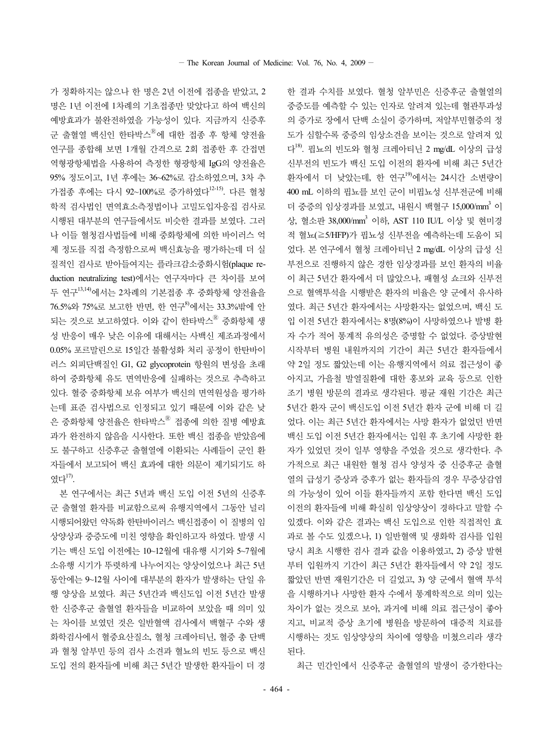가 정확하지는 않으나 한 명은 2년 이전에 접종을 받았고, 2명은 1년 이전에 1차례의 기초접종만 맞았다고 하여 백신의 예방효과가 불완전하였을 가능성이 있다. 지금까지 신증후군 출혈열 백신인 한타박스®에 대한 접종 후 항체 양전율 연구를 종합해 보면 1개월 간격으로 2회 접종한 후 간접면역형광항체법을 사용하여 측정한 형광항체 IgG의 양전율은 95% 정도이고, 1년 후에는 36~62%로 감소하였으며, 3차 추가접종 후에는 다시 92~100%로 증가하였다[12-15]. 다른 혈청학적 검사법인 면역효소측정법이나 고밀도입자응집 검사로 시행된 대부분의 연구들에서도 비슷한 결과를 보였다. 그러나 이들 혈청검사법들에 비해 중화항체에 의한 바이러스 억제 정도를 직접 측정함으로써 백신효능을 평가하는데 더 실질적인 검사로 받아들여지는 플라크감소중화시험(plaque reduction neutralizing test)에서는 연구자마다 큰 차이를 보여 두 연구[13,14]에서는 2차례의 기본접종 후 중화항체 양전율을 76.5%와 75%로 보고한 반면, 한 연구[8]에서는 33.3%밖에 안 되는 것으로 보고하였다. 이와 같이 한타박스® 중화항체 생성 반응이 매우 낮은 이유에 대해서는 사백신 제조과정에서 0.05% 포르말린으로 15일간 불활성화 처리 공정이 한탄바이러스 외피단백질인 G1, G2 glycoprotein 항원의 변성을 초래하여 중화항체 유도 면역반응에 실패하는 것으로 추측하고 있다. 혈중 중화항체 보유 여부가 백신의 면역원성을 평가하는데 표준 검사법으로 인정되고 있기 때문에 이와 같은 낮은 중화항체 양전율은 한타박스® 접종에 의한 질병 예방효과가 완전하지 않음을 시사한다. 또한 백신 접종을 받았음에도 불구하고 신증후군 출혈열에 이환되는 사례들이 군인 환자들에서 보고되어 백신 효과에 대한 의문이 제기되기도 하였다[17].

본 연구에서는 최근 5년과 백신 도입 이전 5년의 신증후군 출혈열 환자를 비교함으로써 유행지역에서 그동안 널리 시행되어왔던 약독화 한탄바이러스 백신접종이 이 질병의 임상양상과 중증도에 미친 영향을 확인하고자 하였다. 발생 시기는 백신 도입 이전에는 10~12월에 대유행 시기와 5~7월에 소유행 시기가 뚜렷하게 나누어지는 양상이었으나 최근 5년 동안에는 9~12월 사이에 대부분의 환자가 발생하는 단일 유행 양상을 보였다. 최근 5년간과 백신도입 이전 5년간 발생한 신증후군 출혈열 환자들을 비교하여 보았을 때 의미 있는 차이를 보였던 것은 일반혈액 검사에서 백혈구 수와 생화학검사에서 혈중요산질소, 혈청 크레아티닌, 혈중 총 단백과 혈청 알부민 등의 검사 소견과 혈뇨의 빈도 등으로 백신 도입 전의 환자들에 비해 최근 5년간 발생한 환자들이 더 경한 결과 수치를 보였다. 혈청 알부민은 신증후군 출혈열의 중증도를 예측할 수 있는 인자로 알려져 있는데 혈관투과성의 증가로 장에서 단백 소실이 증가하며, 저알부민혈증의 정도가 심할수록 중증의 임상소견을 보이는 것으로 알려져 있다[18]. 핍뇨의 빈도와 혈청 크레아티닌 2 mg/dL 이상의 급성 신부전의 빈도가 백신 도입 이전의 환자에 비해 최근 5년간 환자에서 더 낮았는데, 한 연구[19]에서는 24시간 소변량이 400 mL 이하의 핍뇨를 보인 군이 비핍뇨성 신부전군에 비해 더 중증의 임상경과를 보였고, 내원시 백혈구 15,000/mm$^3$ 이상, 혈소판 38,000/mm$^3$ 이하, AST 110 IU/L 이상 및 현미경적 혈뇨(≥5/HFP)가 핍뇨성 신부전을 예측하는데 도움이 되었다. 본 연구에서 혈청 크레아티닌 2 mg/dL 이상의 급성 신부전으로 진행하지 않은 경한 임상경과를 보인 환자의 비율이 최근 5년간 환자에서 더 많았으나, 패혈성 쇼크와 신부전으로 혈액투석을 시행받은 환자의 비율은 양 군에서 유사하였다. 최근 5년간 환자에서는 사망환자는 없었으며, 백신 도입 이전 5년간 환자에서는 8명(8%)이 사망하였으나 발병 환자 수가 적어 통계적 유의성은 증명할 수 없었다. 증상발현 시작부터 병원 내원까지의 기간이 최근 5년간 환자들에서 약 2일 정도 짧았는데 이는 유행지역에서 의료 접근성이 좋아지고, 가을철 발열질환에 대한 홍보와 교육 등으로 인한 조기 병원 방문의 결과로 생각된다. 평균 재원 기간은 최근 5년간 환자 군이 백신도입 이전 5년간 환자 군에 비해 더 길었다. 이는 최근 5년간 환자에서는 사망 환자가 없었던 반면 백신 도입 이전 5년간 환자에서는 입원 후 초기에 사망한 환자가 있었던 것이 일부 영향을 주었을 것으로 생각한다. 추가적으로 최근 내원한 혈청 검사 양성자 중 신증후군 출혈열의 급성기 증상과 증후가 없는 환자들의 경우 무증상감염의 가능성이 있어 이들 환자들까지 포함 한다면 백신 도입 이전의 환자들에 비해 확실히 임상양상이 경하다고 말할 수 있겠다. 이와 같은 결과는 백신 도입으로 인한 직접적인 효과로 볼 수도 있겠으나, 1) 일반혈액 및 생화학 검사를 입원 당시 최초 시행한 검사 결과 값을 이용하였고, 2) 증상 발현부터 입원까지 기간이 최근 5년간 환자들에서 약 2일 정도 짧았던 반면 재원기간은 더 길었고, 3) 양 군에서 혈액 투석을 시행하거나 사망한 환자 수에서 통계학적으로 의미 있는 차이가 없는 것으로 보아, 과거에 비해 의료 접근성이 좋아지고, 비교적 증상 초기에 병원을 방문하여 대증적 치료를 시행하는 것도 임상양상의 차이에 영향을 미쳤으리라 생각된다.

최근 민간인에서 신증후군 출혈열의 발생이 증가한다는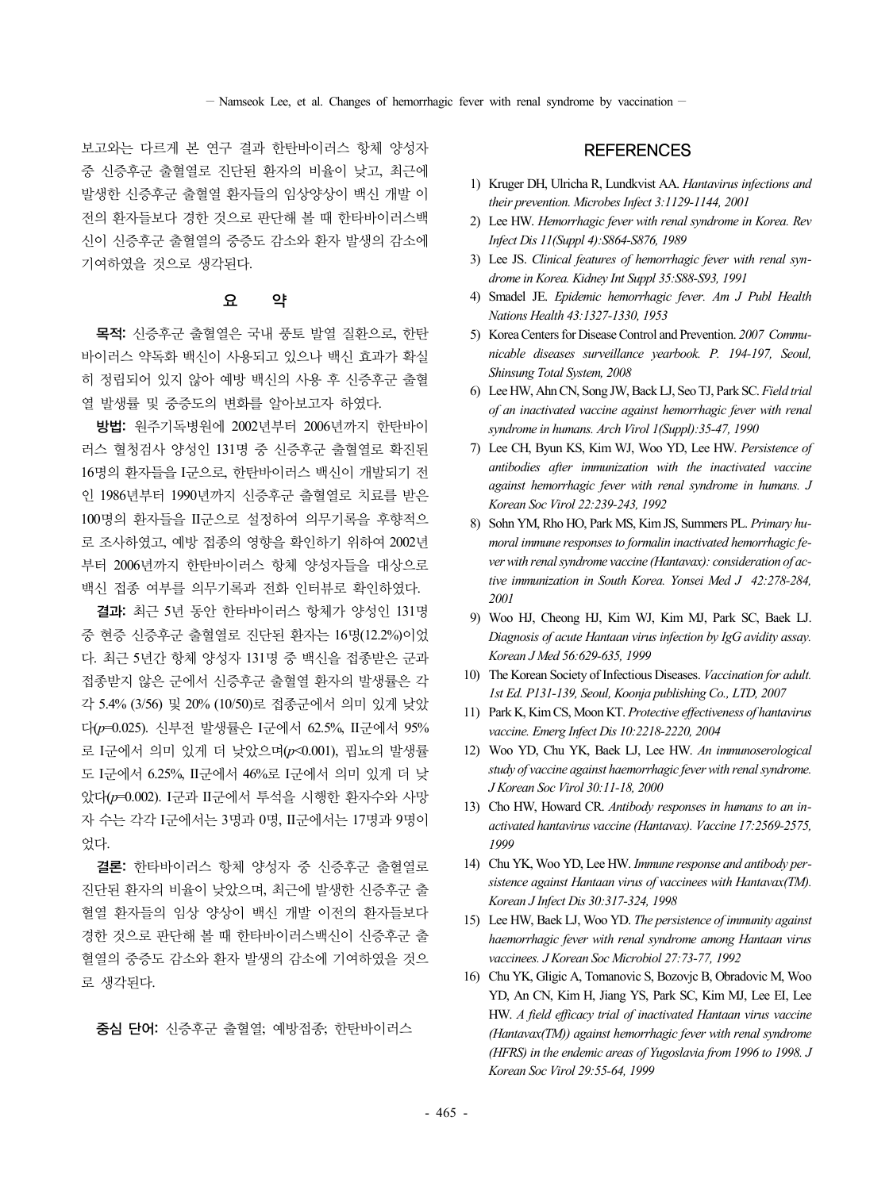보고와는 다르게 본 연구 결과 한탄바이러스 항체 양성자 중 신증후군 출혈열로 진단된 환자의 비율이 낮고, 최근에 발생한 신증후군 출혈열 환자들의 임상양상이 백신 개발 이전의 환자들보다 경한 것으로 판단해 볼 때 한타바이러스백신이 신증후군 출혈열의 중증도 감소와 환자 발생의 감소에 기여하였을 것으로 생각된다.

## 요 약

**목적:** 신증후군 출혈열은 국내 풍토 발열 질환으로, 한탄바이러스 약독화 백신이 사용되고 있으나 백신 효과가 확실히 정립되어 있지 않아 예방 백신의 사용 후 신증후군 출혈열 발생률 및 중증도의 변화를 알아보고자 하였다.

**방법:** 원주기독병원에 2002년부터 2006년까지 한탄바이러스 혈청검사 양성인 131명 중 신증후군 출혈열로 확진된 16명의 환자들을 I군으로, 한탄바이러스 백신이 개발되기 전인 1986년부터 1990년까지 신증후군 출혈열로 치료를 받은 100명의 환자들을 II군으로 설정하여 의무기록을 후향적으로 조사하였고, 예방 접종의 영향을 확인하기 위하여 2002년부터 2006년까지 한탄바이러스 항체 양성자들을 대상으로 백신 접종 여부를 의무기록과 전화 인터뷰로 확인하였다.

**결과:** 최근 5년 동안 한타바이러스 항체가 양성인 131명 중 현증 신증후군 출혈열로 진단된 환자는 16명(12.2%)이었다. 최근 5년간 항체 양성자 131명 중 백신을 접종받은 군과 접종받지 않은 군에서 신증후군 출혈열 환자의 발생률은 각각 5.4% (3/56) 및 20% (10/50)로 접종군에서 의미 있게 낮았다($p$=0.025). 신부전 발생률은 I군에서 62.5%, II군에서 95%로 I군에서 의미 있게 더 낮았으며($p$<0.001), 핍뇨의 발생률도 I군에서 6.25%, II군에서 46%로 I군에서 의미 있게 더 낮았다($p$=0.002). I군과 II군에서 투석을 시행한 환자수와 사망자 수는 각각 I군에서는 3명과 0명, II군에서는 17명과 9명이었다.

**결론:** 한타바이러스 항체 양성자 중 신증후군 출혈열로 진단된 환자의 비율이 낮았으며, 최근에 발생한 신증후군 출혈열 환자들의 임상 양상이 백신 개발 이전의 환자들보다 경한 것으로 판단해 볼 때 한타바이러스백신이 신증후군 출혈열의 중증도 감소와 환자 발생의 감소에 기여하였을 것으로 생각된다.

**중심 단어:** 신증후군 출혈열; 예방접종; 한탄바이러스

## REFERENCES

1) Kruger DH, Ulricha R, Lundkvist AA. *Hantavirus infections and their prevention. Microbes Infect 3:1129-1144, 2001*
2) Lee HW. *Hemorrhagic fever with renal syndrome in Korea. Rev Infect Dis 11(Suppl 4):S864-S876, 1989*
3) Lee JS. *Clinical features of hemorrhagic fever with renal syndrome in Korea. Kidney Int Suppl 35:S88-S93, 1991*
4) Smadel JE. *Epidemic hemorrhagic fever. Am J Publ Health Nations Health 43:1327-1330, 1953*
5) Korea Centers for Disease Control and Prevention. *2007 Communicable diseases surveillance yearbook. P. 194-197, Seoul, Shinsung Total System, 2008*
6) Lee HW, Ahn CN, Song JW, Back LJ, Seo TJ, Park SC. *Field trial of an inactivated vaccine against hemorrhagic fever with renal syndrome in humans. Arch Virol 1(Suppl):35-47, 1990*
7) Lee CH, Byun KS, Kim WJ, Woo YD, Lee HW. *Persistence of antibodies after immunization with the inactivated vaccine against hemorrhagic fever with renal syndrome in humans. J Korean Soc Virol 22:239-243, 1992*
8) Sohn YM, Rho HO, Park MS, Kim JS, Summers PL. *Primary humoral immune responses to formalin inactivated hemorrhagic fever with renal syndrome vaccine (Hantavax): consideration of active immunization in South Korea. Yonsei Med J 42:278-284, 2001*
9) Woo HJ, Cheong HJ, Kim WJ, Kim MJ, Park SC, Baek LJ. *Diagnosis of acute Hantaan virus infection by IgG avidity assay. Korean J Med 56:629-635, 1999*
10) The Korean Society of Infectious Diseases. *Vaccination for adult. 1st Ed. P131-139, Seoul, Koonja publishing Co., LTD, 2007*
11) Park K, Kim CS, Moon KT. *Protective effectiveness of hantavirus vaccine. Emerg Infect Dis 10:2218-2220, 2004*
12) Woo YD, Chu YK, Baek LJ, Lee HW. *An immunoserological study of vaccine against haemorrhagic fever with renal syndrome. J Korean Soc Virol 30:11-18, 2000*
13) Cho HW, Howard CR. *Antibody responses in humans to an inactivated hantavirus vaccine (Hantavax). Vaccine 17:2569-2575, 1999*
14) Chu YK, Woo YD, Lee HW. *Immune response and antibody persistence against Hantaan virus of vaccinees with Hantavax(TM). Korean J Infect Dis 30:317-324, 1998*
15) Lee HW, Baek LJ, Woo YD. *The persistence of immunity against haemorrhagic fever with renal syndrome among Hantaan virus vaccinees. J Korean Soc Microbiol 27:73-77, 1992*
16) Chu YK, Gligic A, Tomanovic S, Bozovjc B, Obradovic M, Woo YD, An CN, Kim H, Jiang YS, Park SC, Kim MJ, Lee EI, Lee HW. *A field efficacy trial of inactivated Hantaan virus vaccine (Hantavax(TM)) against hemorrhagic fever with renal syndrome (HFRS) in the endemic areas of Yugoslavia from 1996 to 1998. J Korean Soc Virol 29:55-64, 1999*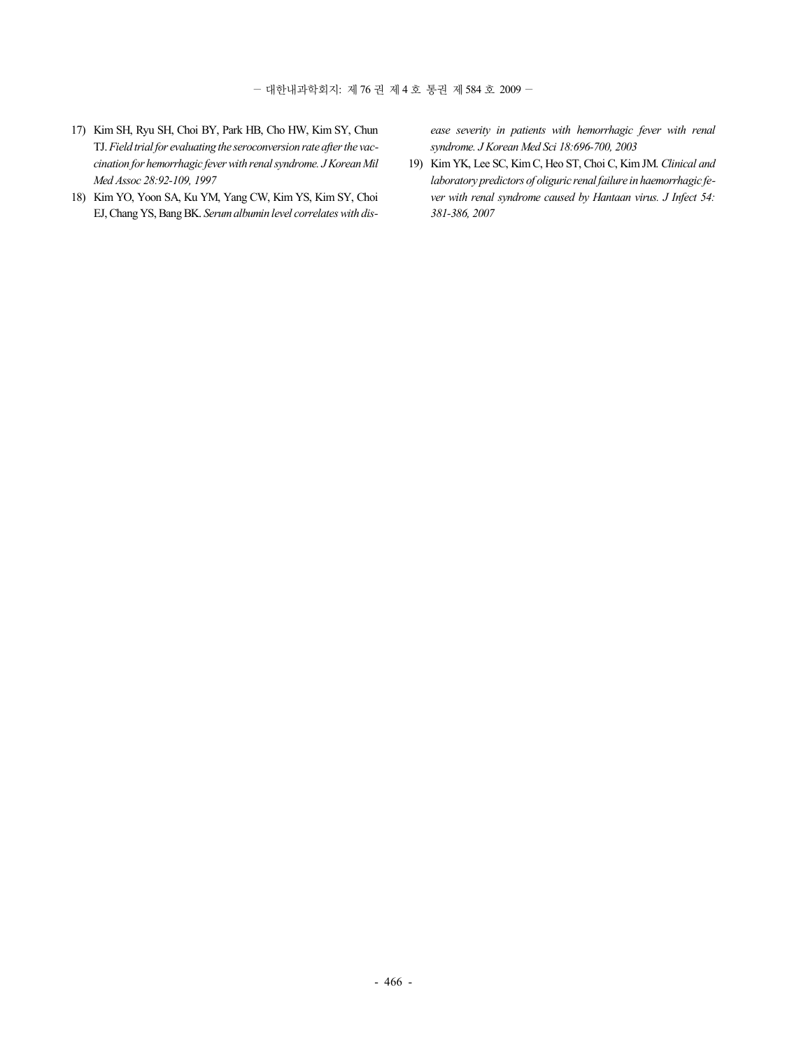17) Kim SH, Ryu SH, Choi BY, Park HB, Cho HW, Kim SY, Chun TJ. *Field trial for evaluating the seroconversion rate after the vaccination for hemorrhagic fever with renal syndrome. J Korean Mil Med Assoc 28:92-109, 1997*

18) Kim YO, Yoon SA, Ku YM, Yang CW, Kim YS, Kim SY, Choi EJ, Chang YS, Bang BK. *Serum albumin level correlates with disease severity in patients with hemorrhagic fever with renal syndrome. J Korean Med Sci 18:696-700, 2003*

19) Kim YK, Lee SC, Kim C, Heo ST, Choi C, Kim JM. *Clinical and laboratory predictors of oliguric renal failure in haemorrhagic fever with renal syndrome caused by Hantaan virus. J Infect 54: 381-386, 2007*